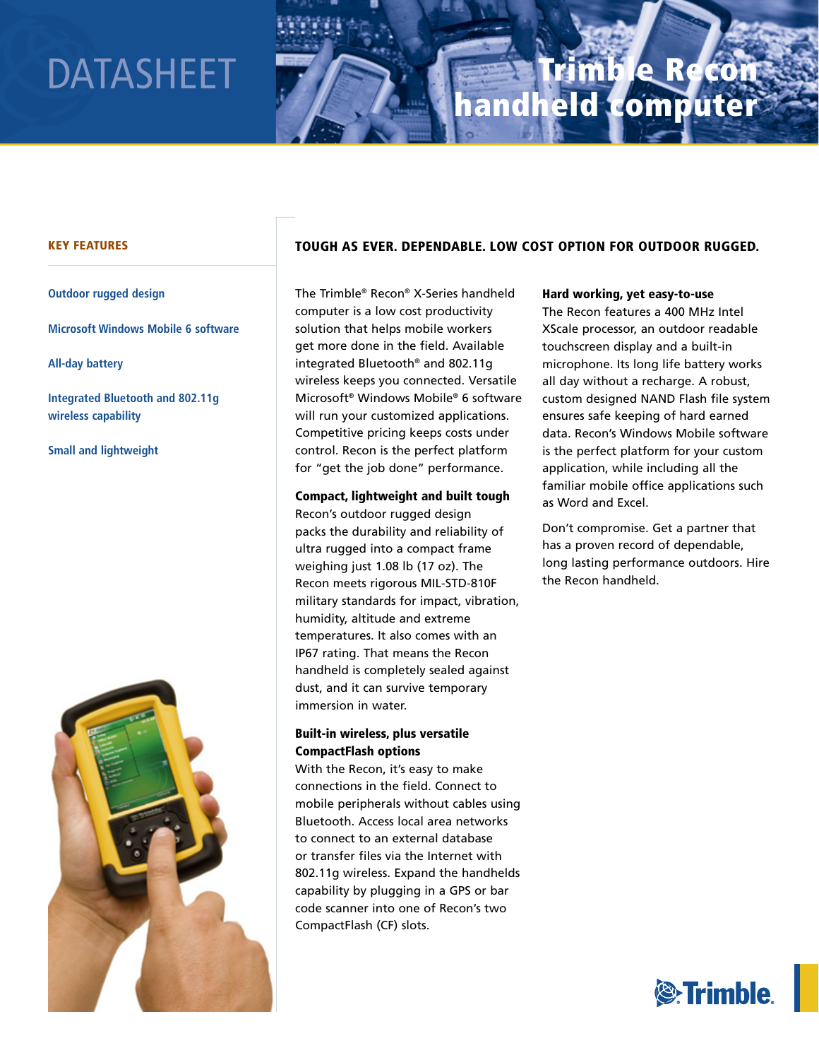DATASHEET

# Trimble Recon handheld computer

## KEY FEATURES

- Outdoor rugged design
- Microsoft Windows Mobile 6 software
- All-day battery
- Integrated Bluetooth and 802.11g wireless capability
- Small and lightweight

## TOUGH AS EVER. DEPENDABLE. LOW COST OPTION FOR OUTDOOR RUGGED.

The Trimble® Recon® X-Series handheld computer is a low cost productivity solution that helps mobile workers get more done in the field. Available integrated Bluetooth® and 802.11g wireless keeps you connected. Versatile Microsoft® Windows Mobile® 6 software will run your customized applications. Competitive pricing keeps costs under control. Recon is the perfect platform for "get the job done" performance.

### Compact, lightweight and built tough

Recon's outdoor rugged design packs the durability and reliability of ultra rugged into a compact frame weighing just 1.08 lb (17 oz). The Recon meets rigorous MIL-STD-810F military standards for impact, vibration, humidity, altitude and extreme temperatures. It also comes with an IP67 rating. That means the Recon handheld is completely sealed against dust, and it can survive temporary immersion in water.

### Built-in wireless, plus versatile CompactFlash options

With the Recon, it's easy to make connections in the field. Connect to mobile peripherals without cables using Bluetooth. Access local area networks to connect to an external database or transfer files via the Internet with 802.11g wireless. Expand the handhelds capability by plugging in a GPS or bar code scanner into one of Recon's two CompactFlash (CF) slots.

### Hard working, yet easy-to-use

The Recon features a 400 MHz Intel XScale processor, an outdoor readable touchscreen display and a built-in microphone. Its long life battery works all day without a recharge. A robust, custom designed NAND Flash file system ensures safe keeping of hard earned data. Recon's Windows Mobile software is the perfect platform for your custom application, while including all the familiar mobile office applications such as Word and Excel.

Don't compromise. Get a partner that has a proven record of dependable, long lasting performance outdoors. Hire the Recon handheld.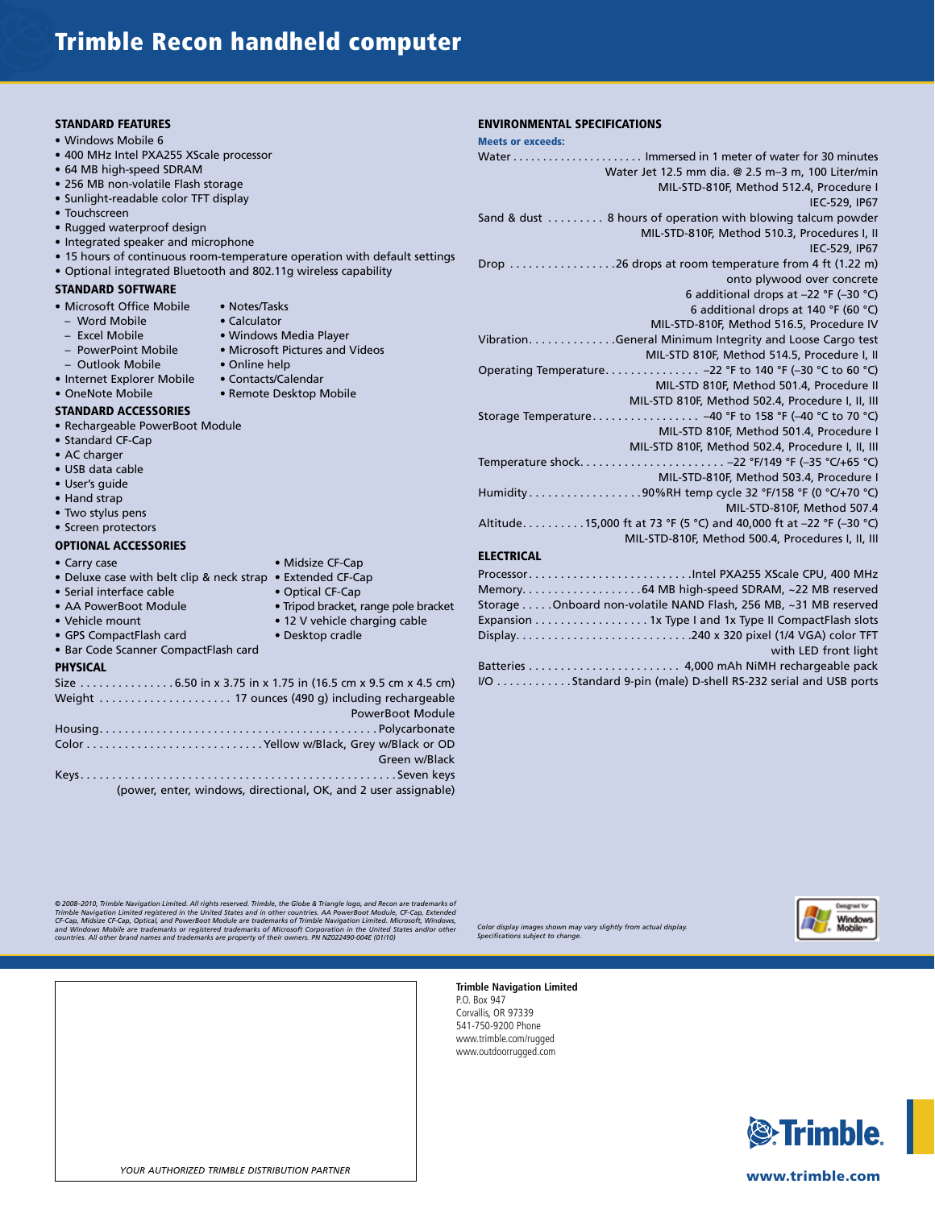# Trimble Recon handheld computer

## STANDARD FEATURES

- Windows Mobile 6
- 400 MHz Intel PXA255 XScale processor
- 64 MB high-speed SDRAM
- 256 MB non-volatile Flash storage
- Sunlight-readable color TFT display
- Touchscreen
- Rugged waterproof design
- Integrated speaker and microphone
- 15 hours of continuous room-temperature operation with default settings
- Optional integrated Bluetooth and 802.11g wireless capability

## STANDARD SOFTWARE

- Microsoft Office Mobile
  - Word Mobile
  - Excel Mobile
  - PowerPoint Mobile
  - Outlook Mobile
- Internet Explorer Mobile
- OneNote Mobile
- Notes/Tasks
- Calculator
- Windows Media Player
- Microsoft Pictures and Videos
- Online help
- Contacts/Calendar
- Remote Desktop Mobile

## STANDARD ACCESSORIES

- Rechargeable PowerBoot Module
- Standard CF-Cap
- AC charger
- USB data cable
- User's guide
- Hand strap
- Two stylus pens
- Screen protectors

## OPTIONAL ACCESSORIES

- Carry case
- Deluxe case with belt clip & neck strap
- Serial interface cable
- AA PowerBoot Module
- Vehicle mount
- GPS CompactFlash card
- Bar Code Scanner CompactFlash card
- Midsize CF-Cap
- Extended CF-Cap
- Optical CF-Cap
- Tripod bracket, range pole bracket
- 12 V vehicle charging cable
- Desktop cradle

## PHYSICAL

Size . . . . . . . . . . . . . . . 6.50 in x 3.75 in x 1.75 in (16.5 cm x 9.5 cm x 4.5 cm)
Weight . . . . . . . . . . . . . . . . . . . . . 17 ounces (490 g) including rechargeable PowerBoot Module
Housing. . . . . . . . . . . . . . . . . . . . . . . . . . . . . . . . . . . . . . . . . . . Polycarbonate
Color . . . . . . . . . . . . . . . . . . . . . . . . . . . . Yellow w/Black, Grey w/Black or OD Green w/Black
Keys. . . . . . . . . . . . . . . . . . . . . . . . . . . . . . . . . . . . . . . . . . . . . . . . Seven keys (power, enter, windows, directional, OK, and 2 user assignable)

## ENVIRONMENTAL SPECIFICATIONS

**Meets or exceeds:**

Water . . . . . . . . . . . . . . . . . . . . . . Immersed in 1 meter of water for 30 minutes
Water Jet 12.5 mm dia. @ 2.5 m–3 m, 100 Liter/min
MIL-STD-810F, Method 512.4, Procedure I
IEC-529, IP67

Sand & dust . . . . . . . . . 8 hours of operation with blowing talcum powder
MIL-STD-810F, Method 510.3, Procedures I, II
IEC-529, IP67

Drop . . . . . . . . . . . . . . . . . 26 drops at room temperature from 4 ft (1.22 m) onto plywood over concrete
6 additional drops at –22 °F (–30 °C)
6 additional drops at 140 °F (60 °C)
MIL-STD-810F, Method 516.5, Procedure IV

Vibration. . . . . . . . . . . . . General Minimum Integrity and Loose Cargo test
MIL-STD 810F, Method 514.5, Procedure I, II

Operating Temperature. . . . . . . . . . . . . . . –22 °F to 140 °F (–30 °C to 60 °C)
MIL-STD 810F, Method 501.4, Procedure II
MIL-STD 810F, Method 502.4, Procedure I, II, III

Storage Temperature. . . . . . . . . . . . . . . . . –40 °F to 158 °F (–40 °C to 70 °C)
MIL-STD 810F, Method 501.4, Procedure I
MIL-STD 810F, Method 502.4, Procedure I, II, III

Temperature shock. . . . . . . . . . . . . . . . . . . . . . . –22 °F/149 °F (–35 °C/+65 °C)
MIL-STD-810F, Method 503.4, Procedure I

Humidity . . . . . . . . . . . . . . . . . . 90%RH temp cycle 32 °F/158 °F (0 °C/+70 °C)
MIL-STD-810F, Method 507.4

Altitude. . . . . . . . . . 15,000 ft at 73 °F (5 °C) and 40,000 ft at –22 °F (–30 °C)
MIL-STD-810F, Method 500.4, Procedures I, II, III

## ELECTRICAL

Processor. . . . . . . . . . . . . . . . . . . . . . . . . . Intel PXA255 XScale CPU, 400 MHz
Memory. . . . . . . . . . . . . . . . . . . 64 MB high-speed SDRAM, ~22 MB reserved
Storage . . . . . Onboard non-volatile NAND Flash, 256 MB, ~31 MB reserved
Expansion . . . . . . . . . . . . . . . . . . 1x Type I and 1x Type II CompactFlash slots
Display. . . . . . . . . . . . . . . . . . . . . . . . . . . . 240 x 320 pixel (1/4 VGA) color TFT with LED front light
Batteries . . . . . . . . . . . . . . . . . . . . . . . . 4,000 mAh NiMH rechargeable pack
I/O . . . . . . . . . . . . Standard 9-pin (male) D-shell RS-232 serial and USB ports

*© 2008–2010, Trimble Navigation Limited. All rights reserved. Trimble, the Globe & Triangle logo, and Recon are trademarks of Trimble Navigation Limited registered in the United States and in other countries. AA PowerBoot Module, CF-Cap, Extended CF-Cap, Midsize CF-Cap, Optical, and PowerBoot Module are trademarks of Trimble Navigation Limited. Microsoft, Windows, and Windows Mobile are trademarks or registered trademarks of Microsoft Corporation in the United States and/or other countries. All other brand names and trademarks are property of their owners. PN NZ022490-004E (01/10)*

*Color display images shown may vary slightly from actual display. Specifications subject to change.*

Designed for Windows Mobile

YOUR AUTHORIZED TRIMBLE DISTRIBUTION PARTNER

**Trimble Navigation Limited**
P.O. Box 947
Corvallis, OR 97339
541-750-9200 Phone
www.trimble.com/rugged
www.outdoorrugged.com

Trimble

**www.trimble.com**